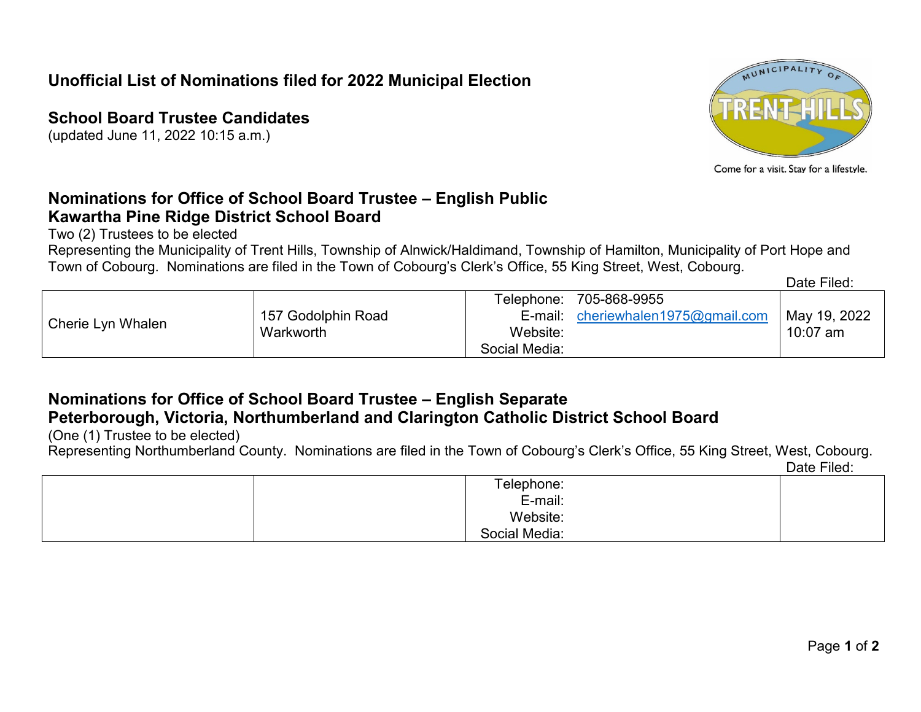# Unofficial List of Nominations filed for 2022 Municipal Election

## School Board Trustee Candidates

(updated June 11, 2022 10:15 a.m.)

Come for a visit. Stay for a lifestyle.

## Nominations for Office of School Board Trustee – English Public
## Kawartha Pine Ridge District School Board

Two (2) Trustees to be elected

Representing the Municipality of Trent Hills, Township of Alnwick/Haldimand, Township of Hamilton, Municipality of Port Hope and Town of Cobourg. Nominations are filed in the Town of Cobourg's Clerk's Office, 55 King Street, West, Cobourg.

| | | | Date Filed: |
|---|---|---|---|
| Cherie Lyn Whalen | 157 Godolphin Road<br>Warkworth | Telephone: 705-868-9955<br>E-mail: cheriewhalen1975@gmail.com<br>Website:<br>Social Media: | May 19, 2022<br>10:07 am |

## Nominations for Office of School Board Trustee – English Separate
## Peterborough, Victoria, Northumberland and Clarington Catholic District School Board

(One (1) Trustee to be elected)

Representing Northumberland County. Nominations are filed in the Town of Cobourg's Clerk's Office, 55 King Street, West, Cobourg.

| | | | Date Filed: |
|---|---|---|---|
| | | Telephone:<br>E-mail:<br>Website:<br>Social Media: | |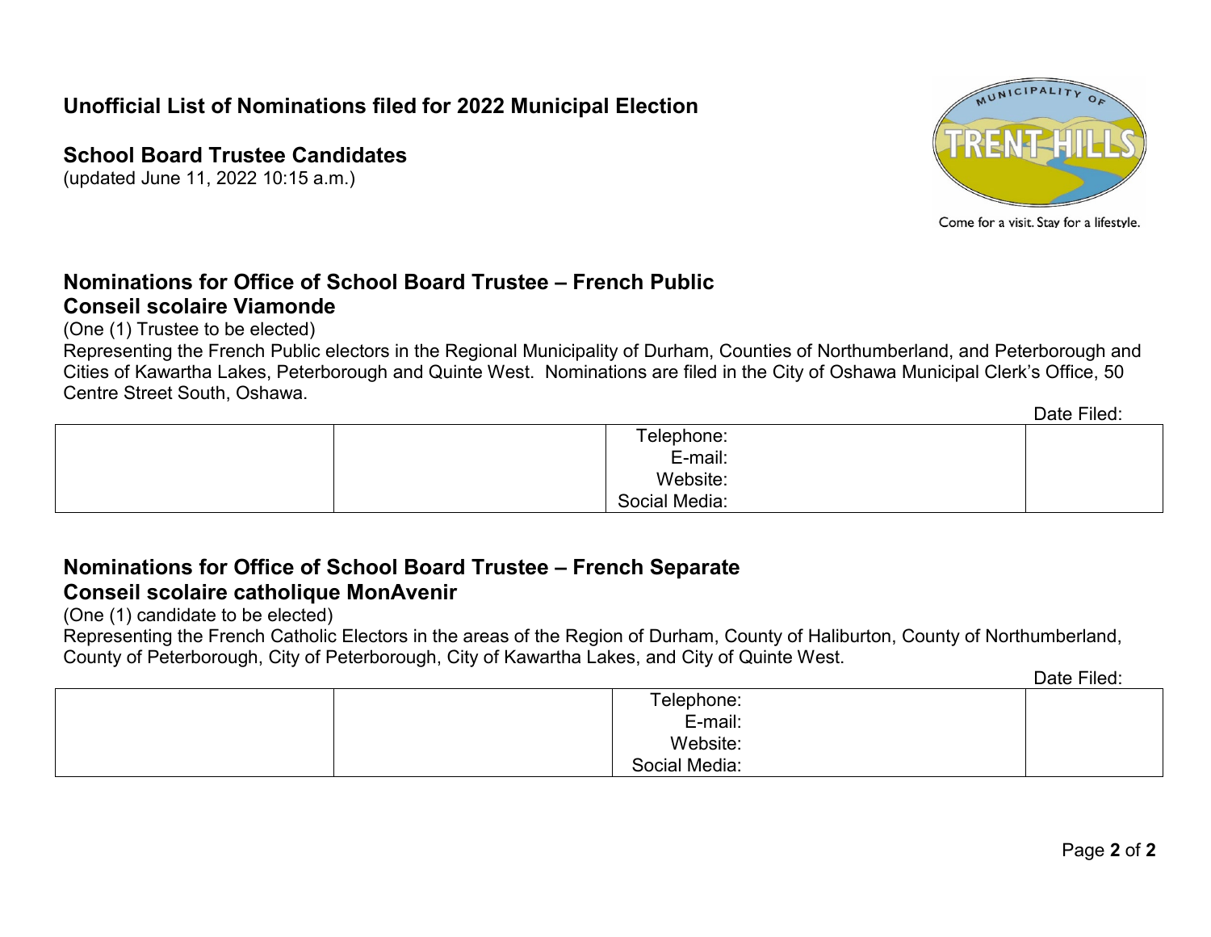# Unofficial List of Nominations filed for 2022 Municipal Election

## School Board Trustee Candidates

(updated June 11, 2022 10:15 a.m.)

Come for a visit. Stay for a lifestyle.

## Nominations for Office of School Board Trustee – French Public
## Conseil scolaire Viamonde

(One (1) Trustee to be elected)

Representing the French Public electors in the Regional Municipality of Durham, Counties of Northumberland, and Peterborough and Cities of Kawartha Lakes, Peterborough and Quinte West. Nominations are filed in the City of Oshawa Municipal Clerk's Office, 50 Centre Street South, Oshawa.

| | | | Date Filed: |
|---|---|---|---|
| | | Telephone:<br>E-mail:<br>Website:<br>Social Media: | |

## Nominations for Office of School Board Trustee – French Separate
## Conseil scolaire catholique MonAvenir

(One (1) candidate to be elected)

Representing the French Catholic Electors in the areas of the Region of Durham, County of Haliburton, County of Northumberland, County of Peterborough, City of Peterborough, City of Kawartha Lakes, and City of Quinte West.

| | | | Date Filed: |
|---|---|---|---|
| | | Telephone:<br>E-mail:<br>Website:<br>Social Media: | |